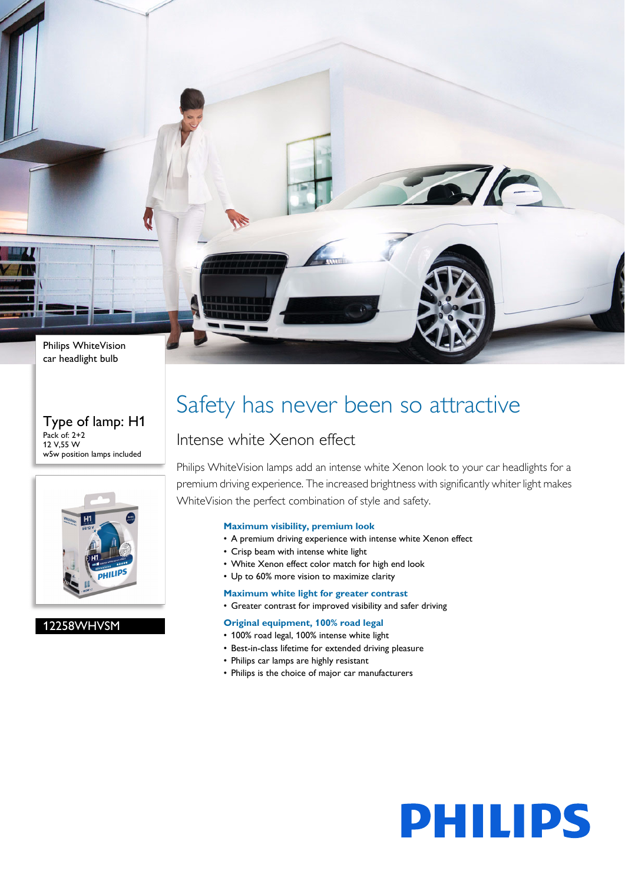Philips WhiteVision car headlight bulb

Type of lamp: H1

Pack of: 2+2
12 V,55 W
w5w position lamps included

12258WHVSM

# Safety has never been so attractive

## Intense white Xenon effect

Philips WhiteVision lamps add an intense white Xenon look to your car headlights for a premium driving experience. The increased brightness with significantly whiter light makes WhiteVision the perfect combination of style and safety.

**Maximum visibility, premium look**

- A premium driving experience with intense white Xenon effect
- Crisp beam with intense white light
- White Xenon effect color match for high end look
- Up to 60% more vision to maximize clarity

**Maximum white light for greater contrast**

- Greater contrast for improved visibility and safer driving

**Original equipment, 100% road legal**

- 100% road legal, 100% intense white light
- Best-in-class lifetime for extended driving pleasure
- Philips car lamps are highly resistant
- Philips is the choice of major car manufacturers

PHILIPS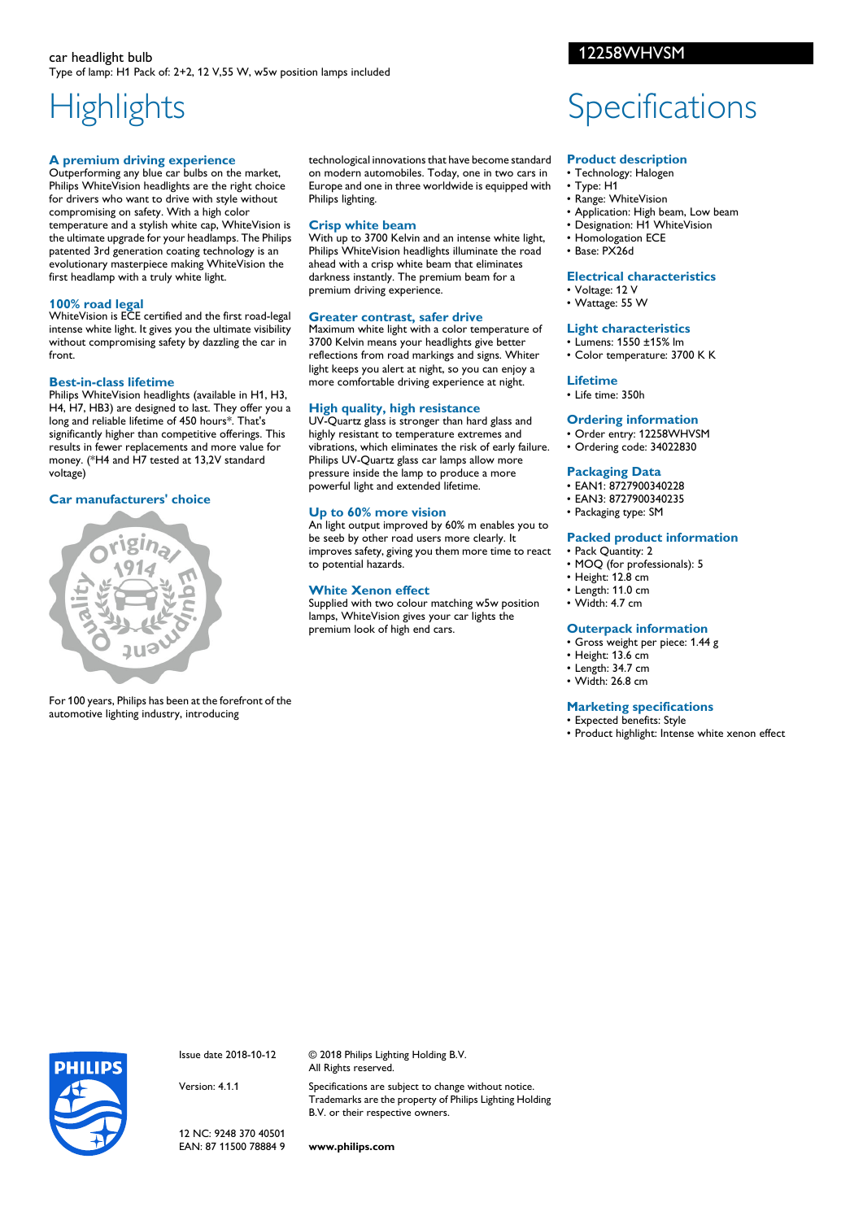car headlight bulb

Type of lamp: H1 Pack of: 2+2, 12 V,55 W, w5w position lamps included

12258WHVSM

# Highlights

### A premium driving experience

Outperforming any blue car bulbs on the market, Philips WhiteVision headlights are the right choice for drivers who want to drive with style without compromising on safety. With a high color temperature and a stylish white cap, WhiteVision is the ultimate upgrade for your headlamps. The Philips patented 3rd generation coating technology is an evolutionary masterpiece making WhiteVision the first headlamp with a truly white light.

### 100% road legal

WhiteVision is ECE certified and the first road-legal intense white light. It gives you the ultimate visibility without compromising safety by dazzling the car in front.

### Best-in-class lifetime

Philips WhiteVision headlights (available in H1, H3, H4, H7, HB3) are designed to last. They offer you a long and reliable lifetime of 450 hours*. That's significantly higher than competitive offerings. This results in fewer replacements and more value for money. (*H4 and H7 tested at 13,2V standard voltage)

### Car manufacturers' choice

For 100 years, Philips has been at the forefront of the automotive lighting industry, introducing technological innovations that have become standard on modern automobiles. Today, one in two cars in Europe and one in three worldwide is equipped with Philips lighting.

### Crisp white beam

With up to 3700 Kelvin and an intense white light, Philips WhiteVision headlights illuminate the road ahead with a crisp white beam that eliminates darkness instantly. The premium beam for a premium driving experience.

### Greater contrast, safer drive

Maximum white light with a color temperature of 3700 Kelvin means your headlights give better reflections from road markings and signs. Whiter light keeps you alert at night, so you can enjoy a more comfortable driving experience at night.

### High quality, high resistance

UV-Quartz glass is stronger than hard glass and highly resistant to temperature extremes and vibrations, which eliminates the risk of early failure. Philips UV-Quartz glass car lamps allow more pressure inside the lamp to produce a more powerful light and extended lifetime.

### Up to 60% more vision

An light output improved by 60% m enables you to be seeb by other road users more clearly. It improves safety, giving you them more time to react to potential hazards.

### White Xenon effect

Supplied with two colour matching w5w position lamps, WhiteVision gives your car lights the premium look of high end cars.

# Specifications

### Product description

- Technology: Halogen
- Type: H1
- Range: WhiteVision
- Application: High beam, Low beam
- Designation: H1 WhiteVision
- Homologation ECE
- Base: PX26d

### Electrical characteristics

- Voltage: 12 V
- Wattage: 55 W

### Light characteristics

- Lumens: 1550 ±15% lm
- Color temperature: 3700 K K

### Lifetime

- Life time: 350h

### Ordering information

- Order entry: 12258WHVSM
- Ordering code: 34022830

### Packaging Data

- EAN1: 8727900340228
- EAN3: 8727900340235
- Packaging type: SM

### Packed product information

- Pack Quantity: 2
- MOQ (for professionals): 5
- Height: 12.8 cm
- Length: 11.0 cm
- Width: 4.7 cm

### Outerpack information

- Gross weight per piece: 1.44 g
- Height: 13.6 cm
- Length: 34.7 cm
- Width: 26.8 cm

### Marketing specifications

- Expected benefits: Style
- Product highlight: Intense white xenon effect

Issue date 2018-10-12

Version: 4.1.1

12 NC: 9248 370 40501
EAN: 87 11500 78884 9

© 2018 Philips Lighting Holding B.V.
All Rights reserved.

Specifications are subject to change without notice. Trademarks are the property of Philips Lighting Holding B.V. or their respective owners.

**www.philips.com**